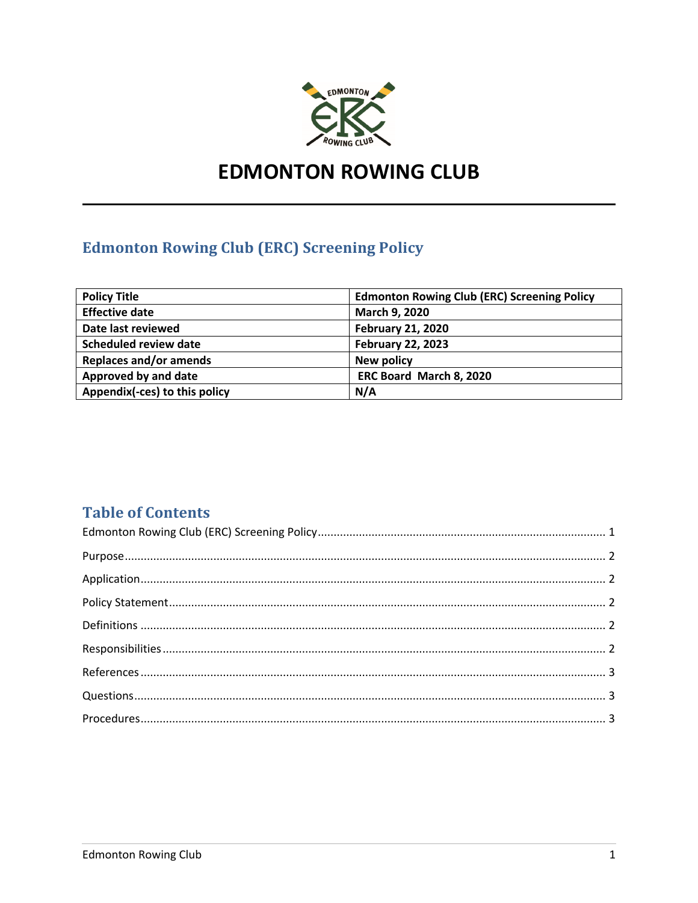# EDMONTON ROWING CLUB

## Edmonton Rowing Club (ERC) Screening Policy

| Policy Title | Edmonton Rowing Club (ERC) Screening Policy |
|---|---|
| Effective date | March 9, 2020 |
| Date last reviewed | February 21, 2020 |
| Scheduled review date | February 22, 2023 |
| Replaces and/or amends | New policy |
| Approved by and date | ERC Board March 8, 2020 |
| Appendix(-ces) to this policy | N/A |

## Table of Contents

Edmonton Rowing Club (ERC) Screening Policy .......... 1

Purpose .......... 2

Application .......... 2

Policy Statement .......... 2

Definitions .......... 2

Responsibilities .......... 2

References .......... 3

Questions .......... 3

Procedures .......... 3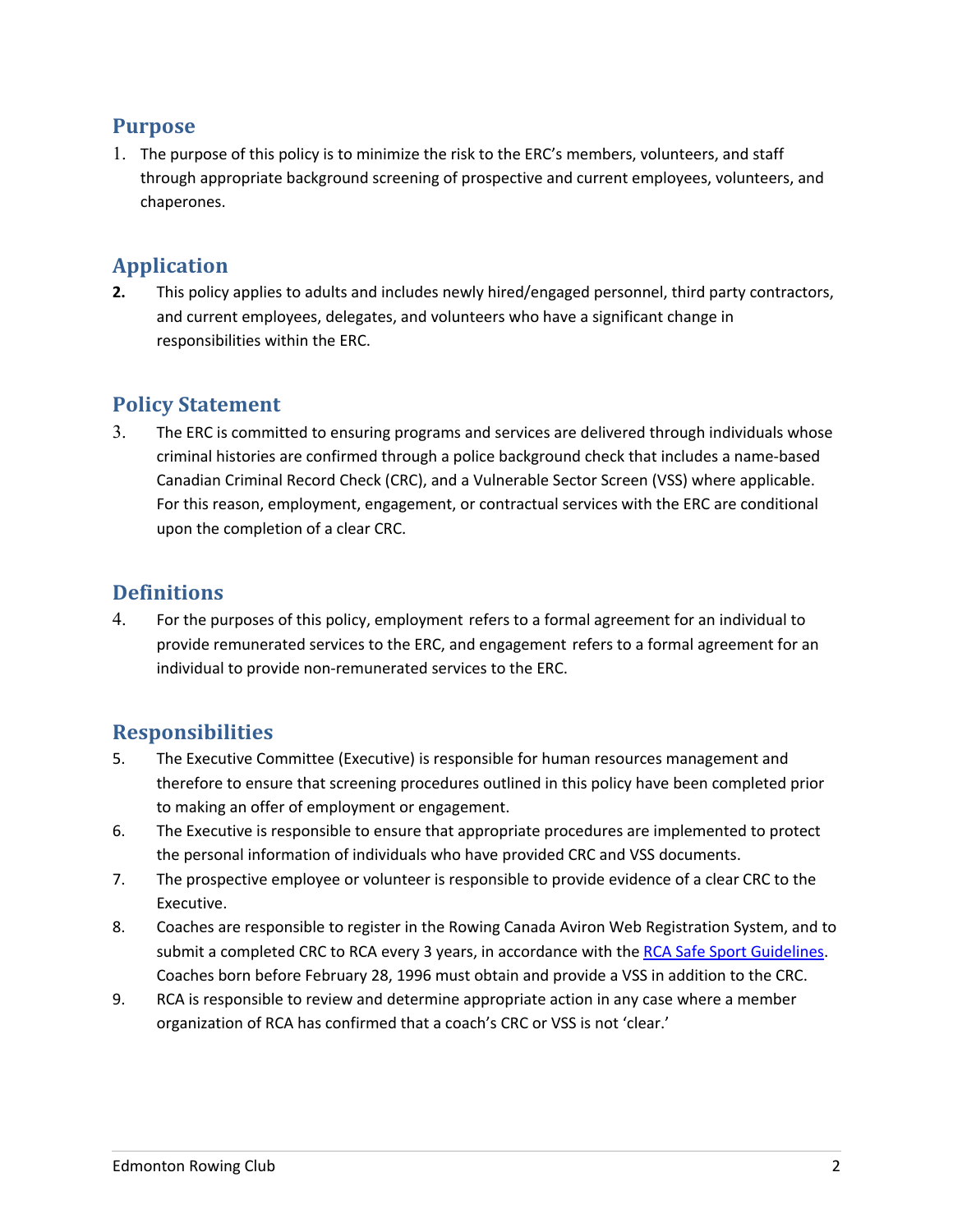## Purpose

1. The purpose of this policy is to minimize the risk to the ERC's members, volunteers, and staff through appropriate background screening of prospective and current employees, volunteers, and chaperones.

## Application

2. This policy applies to adults and includes newly hired/engaged personnel, third party contractors, and current employees, delegates, and volunteers who have a significant change in responsibilities within the ERC.

## Policy Statement

3. The ERC is committed to ensuring programs and services are delivered through individuals whose criminal histories are confirmed through a police background check that includes a name-based Canadian Criminal Record Check (CRC), and a Vulnerable Sector Screen (VSS) where applicable. For this reason, employment, engagement, or contractual services with the ERC are conditional upon the completion of a clear CRC.

## Definitions

4. For the purposes of this policy, employment refers to a formal agreement for an individual to provide remunerated services to the ERC, and engagement refers to a formal agreement for an individual to provide non-remunerated services to the ERC.

## Responsibilities

5. The Executive Committee (Executive) is responsible for human resources management and therefore to ensure that screening procedures outlined in this policy have been completed prior to making an offer of employment or engagement.
6. The Executive is responsible to ensure that appropriate procedures are implemented to protect the personal information of individuals who have provided CRC and VSS documents.
7. The prospective employee or volunteer is responsible to provide evidence of a clear CRC to the Executive.
8. Coaches are responsible to register in the Rowing Canada Aviron Web Registration System, and to submit a completed CRC to RCA every 3 years, in accordance with the [RCA Safe Sport Guidelines](). Coaches born before February 28, 1996 must obtain and provide a VSS in addition to the CRC.
9. RCA is responsible to review and determine appropriate action in any case where a member organization of RCA has confirmed that a coach's CRC or VSS is not 'clear.'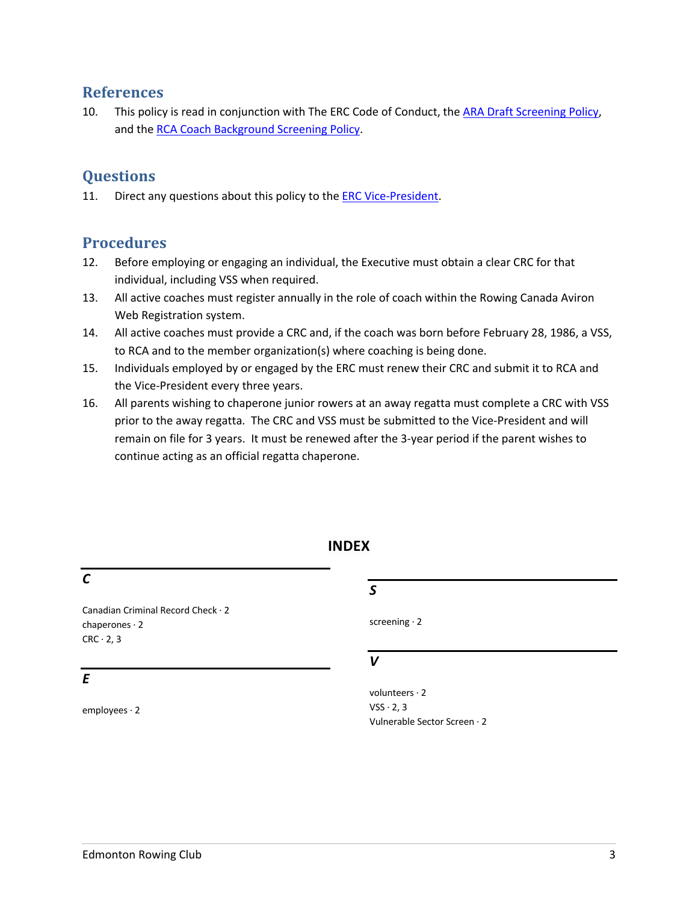## References

10. This policy is read in conjunction with The ERC Code of Conduct, the ARA Draft Screening Policy, and the RCA Coach Background Screening Policy.

## Questions

11. Direct any questions about this policy to the ERC Vice-President.

## Procedures

12. Before employing or engaging an individual, the Executive must obtain a clear CRC for that individual, including VSS when required.
13. All active coaches must register annually in the role of coach within the Rowing Canada Aviron Web Registration system.
14. All active coaches must provide a CRC and, if the coach was born before February 28, 1986, a VSS, to RCA and to the member organization(s) where coaching is being done.
15. Individuals employed by or engaged by the ERC must renew their CRC and submit it to RCA and the Vice-President every three years.
16. All parents wishing to chaperone junior rowers at an away regatta must complete a CRC with VSS prior to the away regatta. The CRC and VSS must be submitted to the Vice-President and will remain on file for 3 years. It must be renewed after the 3-year period if the parent wishes to continue acting as an official regatta chaperone.

## INDEX

### *C*

Canadian Criminal Record Check · 2
chaperones · 2
CRC · 2, 3

### *E*

employees · 2

### *S*

screening · 2

### *V*

volunteers · 2
VSS · 2, 3
Vulnerable Sector Screen · 2